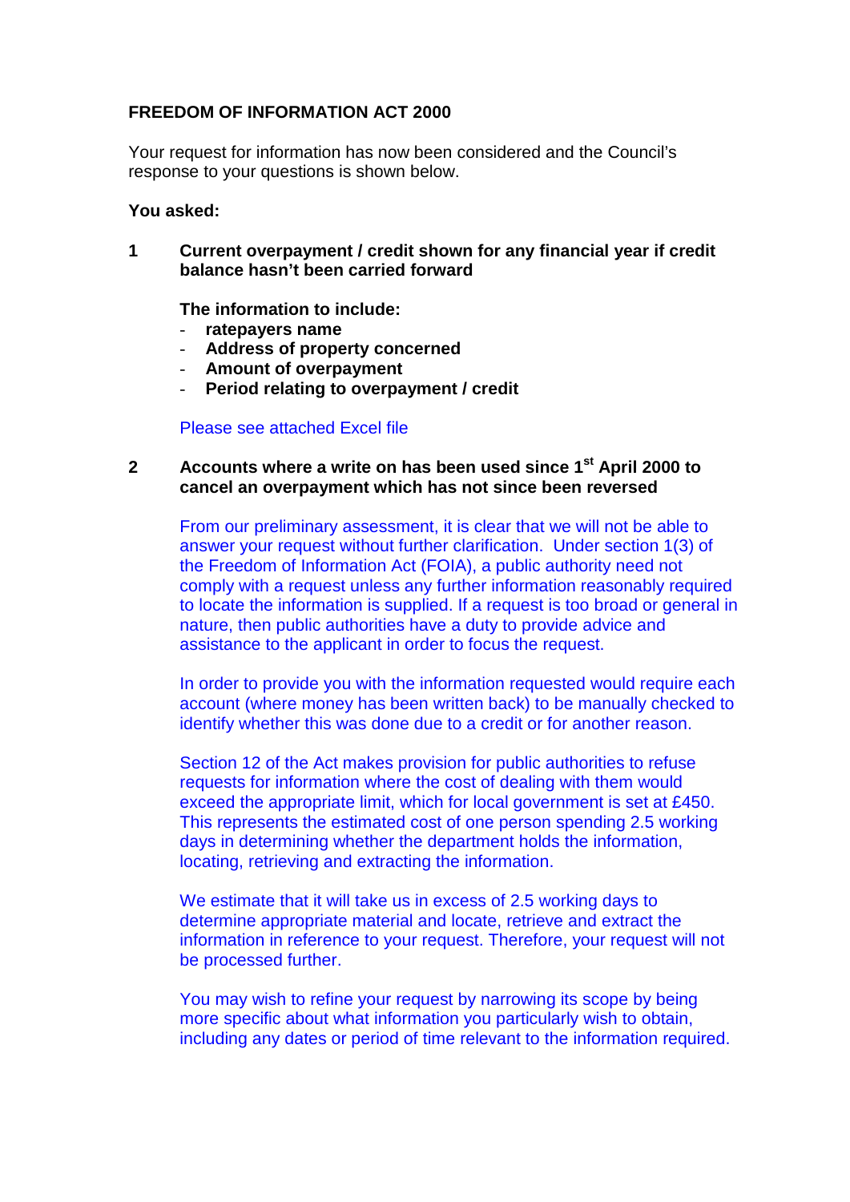**FREEDOM OF INFORMATION ACT 2000**

Your request for information has now been considered and the Council's response to your questions is shown below.

**You asked:**

**1 Current overpayment / credit shown for any financial year if credit balance hasn't been carried forward**

**The information to include:**

- **ratepayers name**
- **Address of property concerned**
- **Amount of overpayment**
- **Period relating to overpayment / credit**

Please see attached Excel file

**2 Accounts where a write on has been used since 1st April 2000 to cancel an overpayment which has not since been reversed**

From our preliminary assessment, it is clear that we will not be able to answer your request without further clarification. Under section 1(3) of the Freedom of Information Act (FOIA), a public authority need not comply with a request unless any further information reasonably required to locate the information is supplied. If a request is too broad or general in nature, then public authorities have a duty to provide advice and assistance to the applicant in order to focus the request.

In order to provide you with the information requested would require each account (where money has been written back) to be manually checked to identify whether this was done due to a credit or for another reason.

Section 12 of the Act makes provision for public authorities to refuse requests for information where the cost of dealing with them would exceed the appropriate limit, which for local government is set at £450. This represents the estimated cost of one person spending 2.5 working days in determining whether the department holds the information, locating, retrieving and extracting the information.

We estimate that it will take us in excess of 2.5 working days to determine appropriate material and locate, retrieve and extract the information in reference to your request. Therefore, your request will not be processed further.

You may wish to refine your request by narrowing its scope by being more specific about what information you particularly wish to obtain, including any dates or period of time relevant to the information required.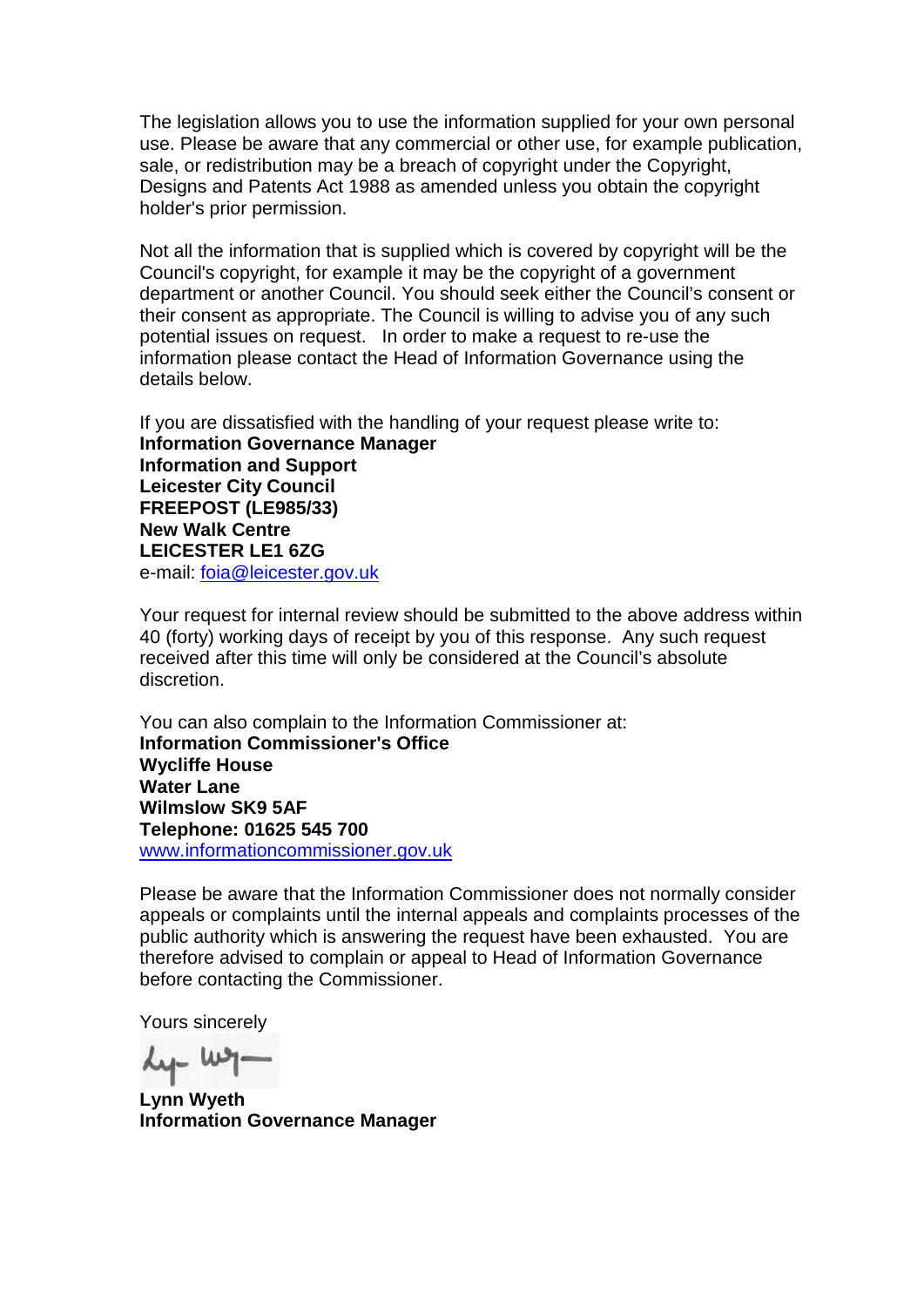The legislation allows you to use the information supplied for your own personal use. Please be aware that any commercial or other use, for example publication, sale, or redistribution may be a breach of copyright under the Copyright, Designs and Patents Act 1988 as amended unless you obtain the copyright holder's prior permission.

Not all the information that is supplied which is covered by copyright will be the Council's copyright, for example it may be the copyright of a government department or another Council. You should seek either the Council's consent or their consent as appropriate. The Council is willing to advise you of any such potential issues on request. In order to make a request to re-use the information please contact the Head of Information Governance using the details below.

If you are dissatisfied with the handling of your request please write to:
**Information Governance Manager**
**Information and Support**
**Leicester City Council**
**FREEPOST (LE985/33)**
**New Walk Centre**
**LEICESTER LE1 6ZG**
e-mail: foia@leicester.gov.uk

Your request for internal review should be submitted to the above address within 40 (forty) working days of receipt by you of this response. Any such request received after this time will only be considered at the Council's absolute discretion.

You can also complain to the Information Commissioner at:
**Information Commissioner's Office**
**Wycliffe House**
**Water Lane**
**Wilmslow SK9 5AF**
**Telephone: 01625 545 700**
www.informationcommissioner.gov.uk

Please be aware that the Information Commissioner does not normally consider appeals or complaints until the internal appeals and complaints processes of the public authority which is answering the request have been exhausted. You are therefore advised to complain or appeal to Head of Information Governance before contacting the Commissioner.

Yours sincerely

**Lynn Wyeth**
**Information Governance Manager**